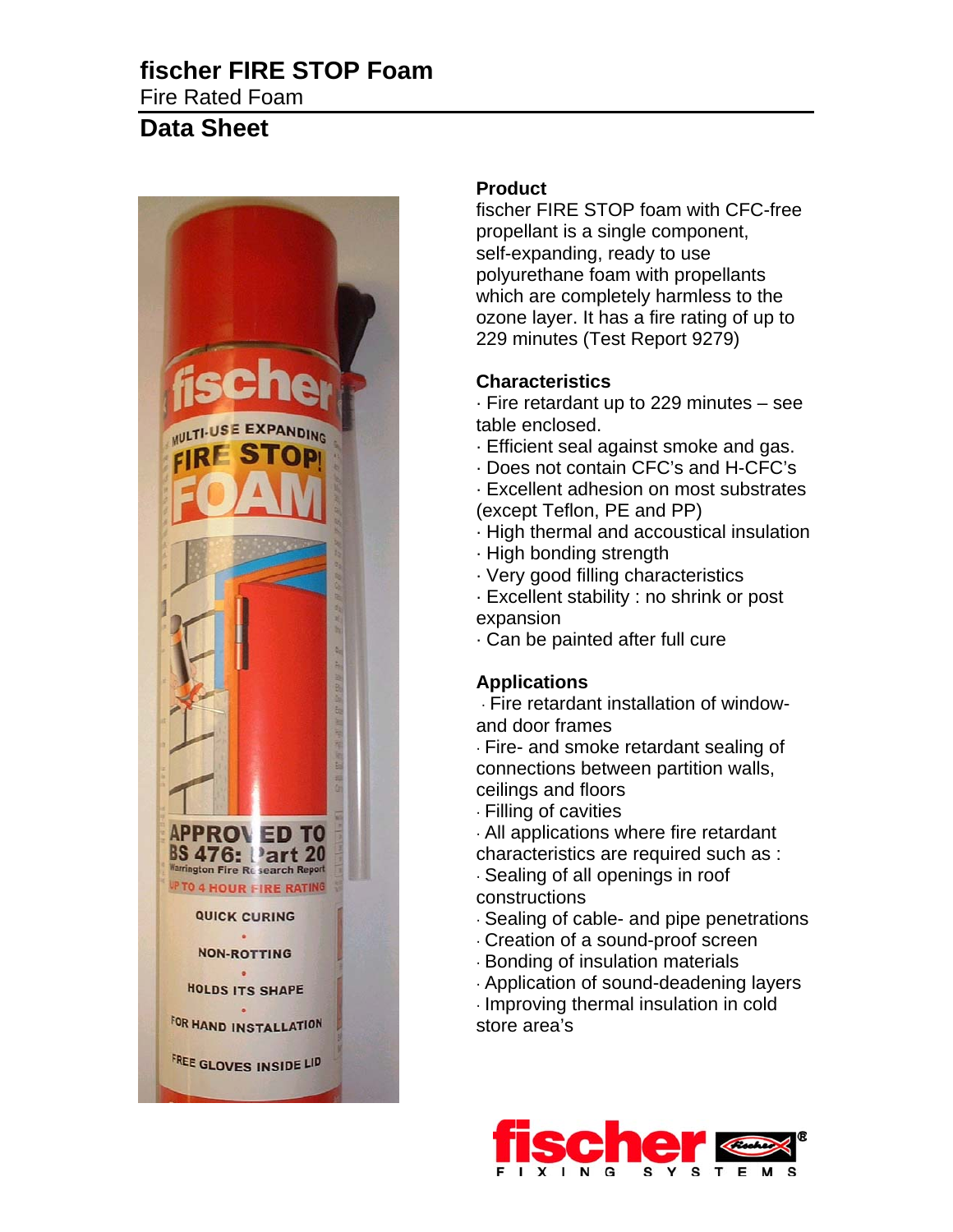# fischer FIRE STOP Foam

Fire Rated Foam

## Data Sheet

### Product

fischer FIRE STOP foam with CFC-free propellant is a single component, self-expanding, ready to use polyurethane foam with propellants which are completely harmless to the ozone layer. It has a fire rating of up to 229 minutes (Test Report 9279)

### Characteristics

- Fire retardant up to 229 minutes – see table enclosed.
- Efficient seal against smoke and gas.
- Does not contain CFC's and H-CFC's
- Excellent adhesion on most substrates (except Teflon, PE and PP)
- High thermal and accoustical insulation
- High bonding strength
- Very good filling characteristics
- Excellent stability : no shrink or post expansion
- Can be painted after full cure

### Applications

- Fire retardant installation of window- and door frames
- Fire- and smoke retardant sealing of connections between partition walls, ceilings and floors
- Filling of cavities
- All applications where fire retardant characteristics are required such as :
- Sealing of all openings in roof constructions
- Sealing of cable- and pipe penetrations
- Creation of a sound-proof screen
- Bonding of insulation materials
- Application of sound-deadening layers
- Improving thermal insulation in cold store area's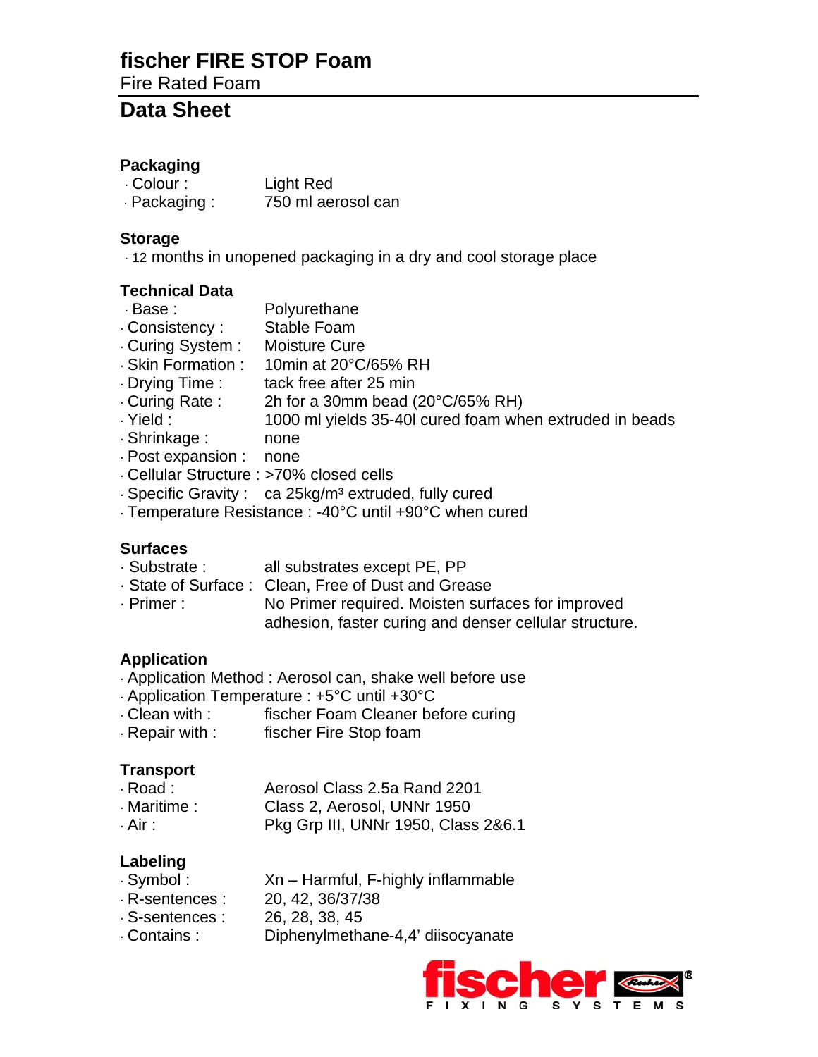# fischer FIRE STOP Foam

Fire Rated Foam

## Data Sheet

### Packaging

- Colour : Light Red
- Packaging : 750 ml aerosol can

### Storage

- 12 months in unopened packaging in a dry and cool storage place

### Technical Data

- Base : Polyurethane
- Consistency : Stable Foam
- Curing System : Moisture Cure
- Skin Formation : 10min at 20°C/65% RH
- Drying Time : tack free after 25 min
- Curing Rate : 2h for a 30mm bead (20°C/65% RH)
- Yield : 1000 ml yields 35-40l cured foam when extruded in beads
- Shrinkage : none
- Post expansion : none
- Cellular Structure : >70% closed cells
- Specific Gravity : ca 25kg/m³ extruded, fully cured
- Temperature Resistance : -40°C until +90°C when cured

### Surfaces

- Substrate : all substrates except PE, PP
- State of Surface : Clean, Free of Dust and Grease
- Primer : No Primer required. Moisten surfaces for improved adhesion, faster curing and denser cellular structure.

### Application

- Application Method : Aerosol can, shake well before use
- Application Temperature : +5°C until +30°C
- Clean with : fischer Foam Cleaner before curing
- Repair with : fischer Fire Stop foam

### Transport

- Road : Aerosol Class 2.5a Rand 2201
- Maritime : Class 2, Aerosol, UNNr 1950
- Air : Pkg Grp III, UNNr 1950, Class 2&6.1

### Labeling

- Symbol : Xn – Harmful, F-highly inflammable
- R-sentences : 20, 42, 36/37/38
- S-sentences : 26, 28, 38, 45
- Contains : Diphenylmethane-4,4' diisocyanate

fischer FIXING SYSTEMS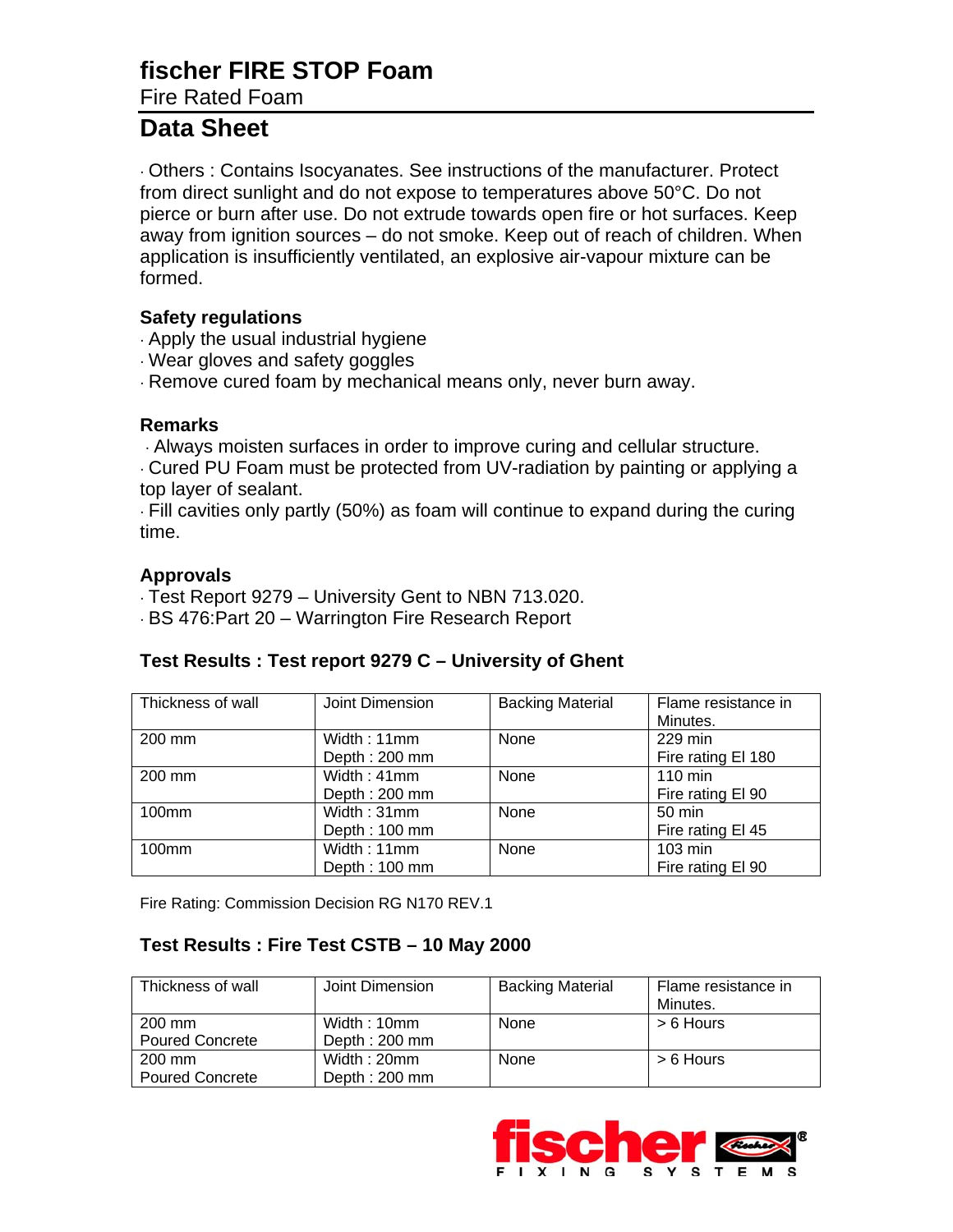# fischer FIRE STOP Foam

Fire Rated Foam

## Data Sheet

· Others : Contains Isocyanates. See instructions of the manufacturer. Protect from direct sunlight and do not expose to temperatures above 50°C. Do not pierce or burn after use. Do not extrude towards open fire or hot surfaces. Keep away from ignition sources – do not smoke. Keep out of reach of children. When application is insufficiently ventilated, an explosive air-vapour mixture can be formed.

### Safety regulations

· Apply the usual industrial hygiene
· Wear gloves and safety goggles
· Remove cured foam by mechanical means only, never burn away.

### Remarks

· Always moisten surfaces in order to improve curing and cellular structure.
· Cured PU Foam must be protected from UV-radiation by painting or applying a top layer of sealant.
· Fill cavities only partly (50%) as foam will continue to expand during the curing time.

### Approvals

· Test Report 9279 – University Gent to NBN 713.020.
· BS 476:Part 20 – Warrington Fire Research Report

### Test Results : Test report 9279 C – University of Ghent

| Thickness of wall | Joint Dimension | Backing Material | Flame resistance in Minutes. |
|---|---|---|---|
| 200 mm | Width : 11mm<br>Depth : 200 mm | None | 229 min<br>Fire rating EI 180 |
| 200 mm | Width : 41mm<br>Depth : 200 mm | None | 110 min<br>Fire rating EI 90 |
| 100mm | Width : 31mm<br>Depth : 100 mm | None | 50 min<br>Fire rating EI 45 |
| 100mm | Width : 11mm<br>Depth : 100 mm | None | 103 min<br>Fire rating EI 90 |

Fire Rating: Commission Decision RG N170 REV.1

### Test Results : Fire Test CSTB – 10 May 2000

| Thickness of wall | Joint Dimension | Backing Material | Flame resistance in Minutes. |
|---|---|---|---|
| 200 mm<br>Poured Concrete | Width : 10mm<br>Depth : 200 mm | None | > 6 Hours |
| 200 mm<br>Poured Concrete | Width : 20mm<br>Depth : 200 mm | None | > 6 Hours |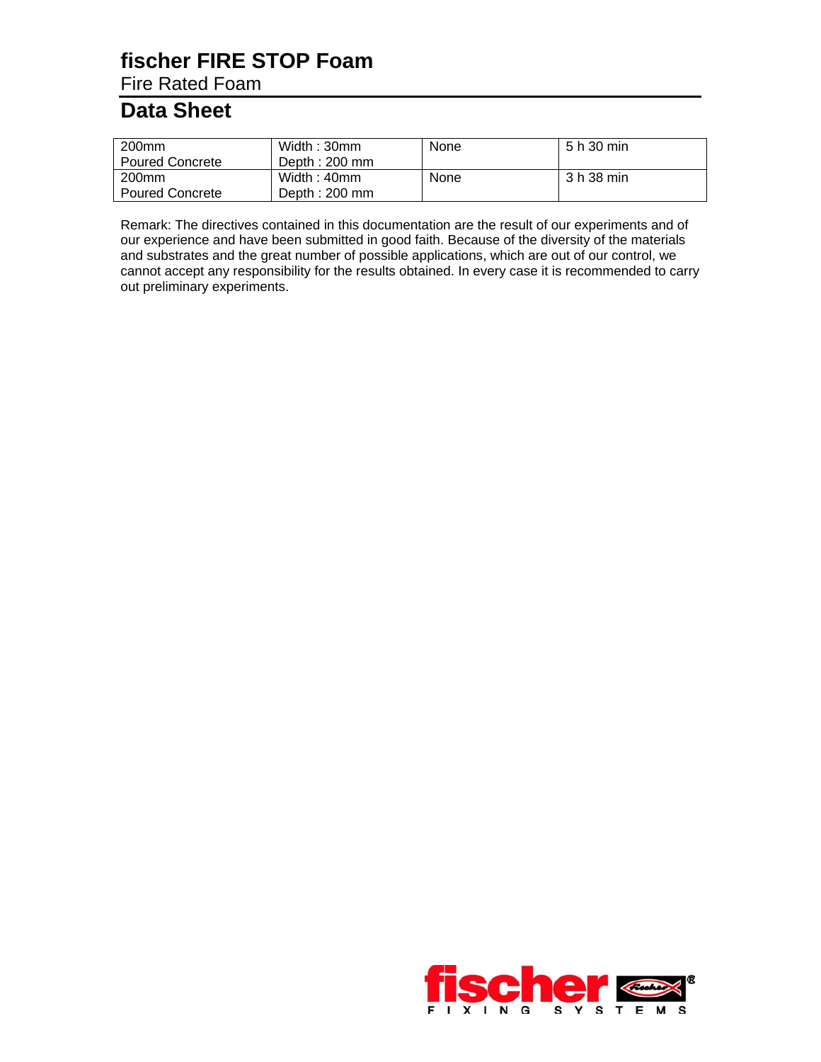# fischer FIRE STOP Foam

Fire Rated Foam

## Data Sheet

| | | | |
|---|---|---|---|
| 200mm Poured Concrete | Width : 30mm Depth : 200 mm | None | 5 h 30 min |
| 200mm Poured Concrete | Width : 40mm Depth : 200 mm | None | 3 h 38 min |

Remark: The directives contained in this documentation are the result of our experiments and of our experience and have been submitted in good faith. Because of the diversity of the materials and substrates and the great number of possible applications, which are out of our control, we cannot accept any responsibility for the results obtained. In every case it is recommended to carry out preliminary experiments.